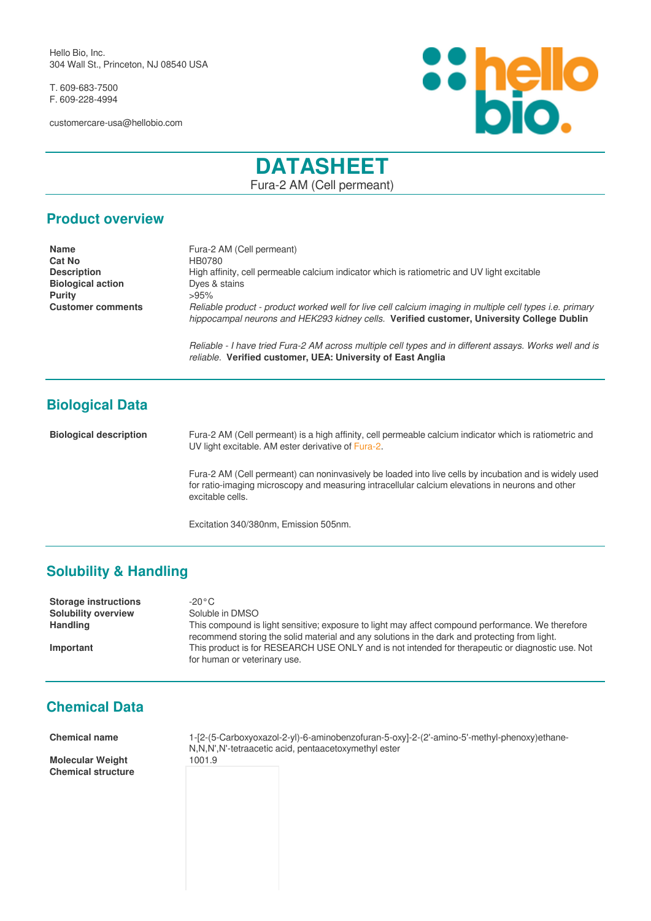Hello Bio, Inc.
304 Wall St., Princeton, NJ 08540 USA

T. 609-683-7500
F. 609-228-4994

customercare-usa@hellobio.com

# DATASHEET

Fura-2 AM (Cell permeant)

## Product overview

| | |
|---|---|
| **Name** | Fura-2 AM (Cell permeant) |
| **Cat No** | HB0780 |
| **Description** | High affinity, cell permeable calcium indicator which is ratiometric and UV light excitable |
| **Biological action** | Dyes & stains |
| **Purity** | >95% |
| **Customer comments** | *Reliable product - product worked well for live cell calcium imaging in multiple cell types i.e. primary hippocampal neurons and HEK293 kidney cells.* **Verified customer, University College Dublin**<br><br>*Reliable - I have tried Fura-2 AM across multiple cell types and in different assays. Works well and is reliable.* **Verified customer, UEA: University of East Anglia** |

## Biological Data

**Biological description**

Fura-2 AM (Cell permeant) is a high affinity, cell permeable calcium indicator which is ratiometric and UV light excitable. AM ester derivative of Fura-2.

Fura-2 AM (Cell permeant) can noninvasively be loaded into live cells by incubation and is widely used for ratio-imaging microscopy and measuring intracellular calcium elevations in neurons and other excitable cells.

Excitation 340/380nm, Emission 505nm.

## Solubility & Handling

| | |
|---|---|
| **Storage instructions** | -20°C |
| **Solubility overview** | Soluble in DMSO |
| **Handling** | This compound is light sensitive; exposure to light may affect compound performance. We therefore recommend storing the solid material and any solutions in the dark and protecting from light. |
| **Important** | This product is for RESEARCH USE ONLY and is not intended for therapeutic or diagnostic use. Not for human or veterinary use. |

## Chemical Data

| | |
|---|---|
| **Chemical name** | 1-[2-(5-Carboxyoxazol-2-yl)-6-aminobenzofuran-5-oxy]-2-(2'-amino-5'-methyl-phenoxy)ethane-N,N,N',N'-tetraacetic acid, pentaacetoxymethyl ester |
| **Molecular Weight** | 1001.9 |
| **Chemical structure** | |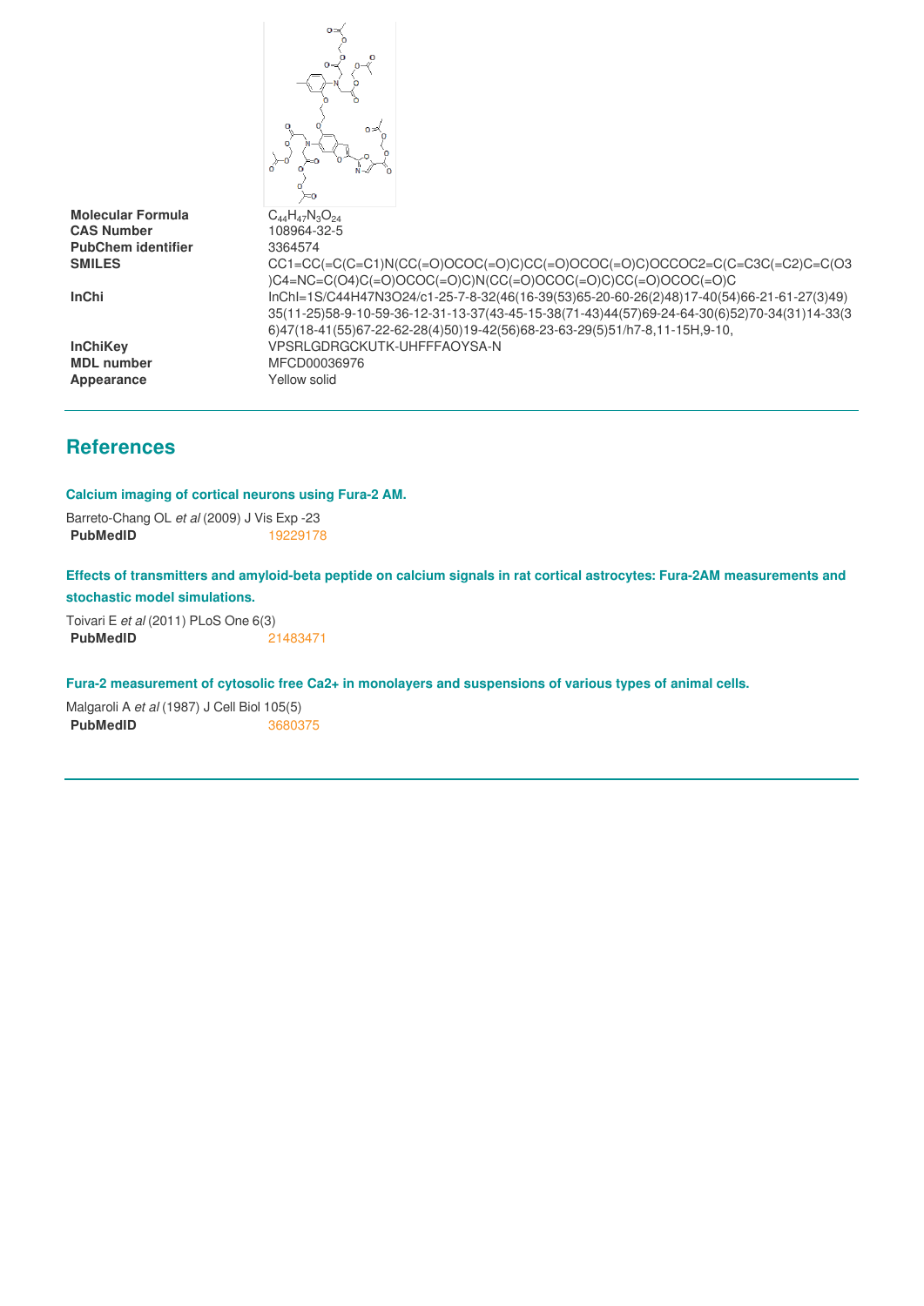| | |
|---|---|
| **Molecular Formula** | $C_{44}H_{47}N_3O_{24}$ |
| **CAS Number** | 108964-32-5 |
| **PubChem identifier** | 3364574 |
| **SMILES** | CC1=CC(=C(C=C1)N(CC(=O)OCOC(=O)C)CC(=O)OCOC(=O)C)OCCOC2=C(C=C3C(=C2)C=C(O3)C4=NC=C(O4)C(=O)OCOC(=O)C)N(CC(=O)OCOC(=O)C)CC(=O)OCOC(=O)C |
| **InChi** | InChI=1S/C44H47N3O24/c1-25-7-8-32(46(16-39(53)65-20-60-26(2)48)17-40(54)66-21-61-27(3)49)35(11-25)58-9-10-59-36-12-31-13-37(43-45-15-38(71-43)44(57)69-24-64-30(6)52)70-34(31)14-33(36)47(18-41(55)67-22-62-28(4)50)19-42(56)68-23-63-29(5)51/h7-8,11-15H,9-10, |
| **InChiKey** | VPSRLGDRGCKUTK-UHFFFAOYSA-N |
| **MDL number** | MFCD00036976 |
| **Appearance** | Yellow solid |

## References

**Calcium imaging of cortical neurons using Fura-2 AM.**

Barreto-Chang OL *et al* (2009) J Vis Exp -23
**PubMedID** 19229178

**Effects of transmitters and amyloid-beta peptide on calcium signals in rat cortical astrocytes: Fura-2AM measurements and stochastic model simulations.**

Toivari E *et al* (2011) PLoS One 6(3)
**PubMedID** 21483471

**Fura-2 measurement of cytosolic free Ca2+ in monolayers and suspensions of various types of animal cells.**

Malgaroli A *et al* (1987) J Cell Biol 105(5)
**PubMedID** 3680375